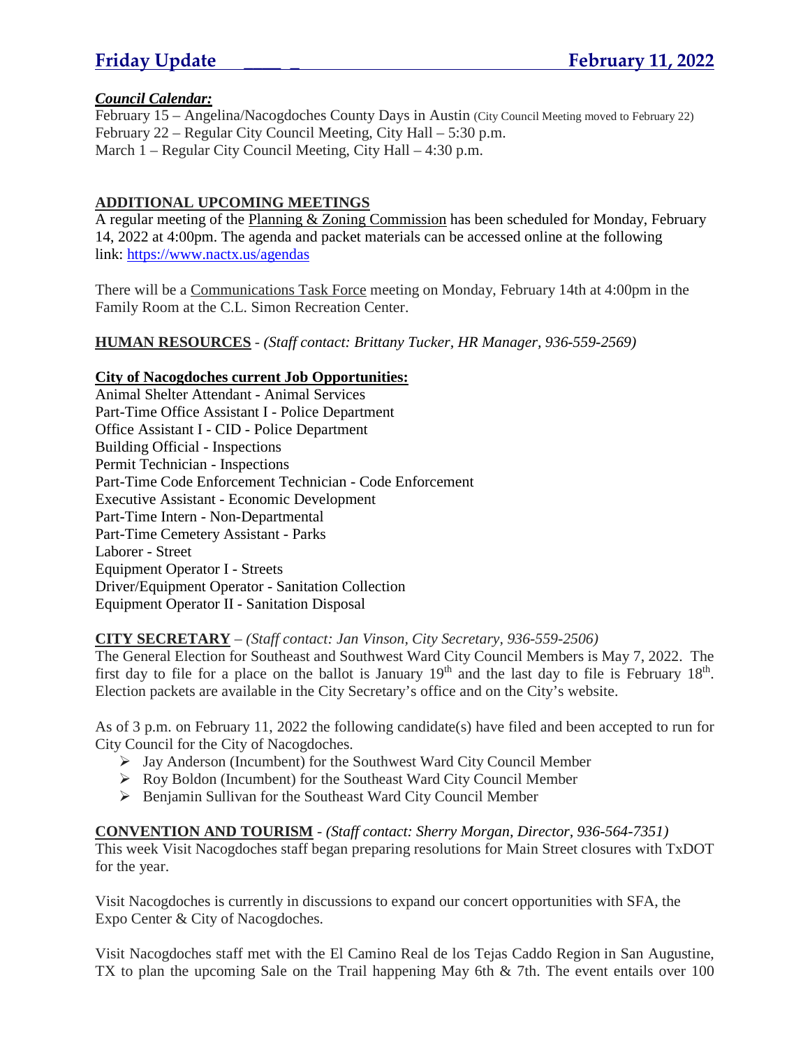# Friday Update February 11, 2022

***Council Calendar:***

February 15 – Angelina/Nacogdoches County Days in Austin (City Council Meeting moved to February 22)
February 22 – Regular City Council Meeting, City Hall – 5:30 p.m.
March 1 – Regular City Council Meeting, City Hall – 4:30 p.m.

**ADDITIONAL UPCOMING MEETINGS**

A regular meeting of the Planning & Zoning Commission has been scheduled for Monday, February 14, 2022 at 4:00pm. The agenda and packet materials can be accessed online at the following link: https://www.nactx.us/agendas

There will be a Communications Task Force meeting on Monday, February 14th at 4:00pm in the Family Room at the C.L. Simon Recreation Center.

**HUMAN RESOURCES** - *(Staff contact: Brittany Tucker, HR Manager, 936-559-2569)*

**City of Nacogdoches current Job Opportunities:**

Animal Shelter Attendant - Animal Services
Part-Time Office Assistant I - Police Department
Office Assistant I - CID - Police Department
Building Official - Inspections
Permit Technician - Inspections
Part-Time Code Enforcement Technician - Code Enforcement
Executive Assistant - Economic Development
Part-Time Intern - Non-Departmental
Part-Time Cemetery Assistant - Parks
Laborer - Street
Equipment Operator I - Streets
Driver/Equipment Operator - Sanitation Collection
Equipment Operator II - Sanitation Disposal

**CITY SECRETARY** – *(Staff contact: Jan Vinson, City Secretary, 936-559-2506)*

The General Election for Southeast and Southwest Ward City Council Members is May 7, 2022. The first day to file for a place on the ballot is January 19th and the last day to file is February 18th. Election packets are available in the City Secretary's office and on the City's website.

As of 3 p.m. on February 11, 2022 the following candidate(s) have filed and been accepted to run for City Council for the City of Nacogdoches.

- Jay Anderson (Incumbent) for the Southwest Ward City Council Member
- Roy Boldon (Incumbent) for the Southeast Ward City Council Member
- Benjamin Sullivan for the Southeast Ward City Council Member

**CONVENTION AND TOURISM** - *(Staff contact: Sherry Morgan, Director, 936-564-7351)*

This week Visit Nacogdoches staff began preparing resolutions for Main Street closures with TxDOT for the year.

Visit Nacogdoches is currently in discussions to expand our concert opportunities with SFA, the Expo Center & City of Nacogdoches.

Visit Nacogdoches staff met with the El Camino Real de los Tejas Caddo Region in San Augustine, TX to plan the upcoming Sale on the Trail happening May 6th & 7th. The event entails over 100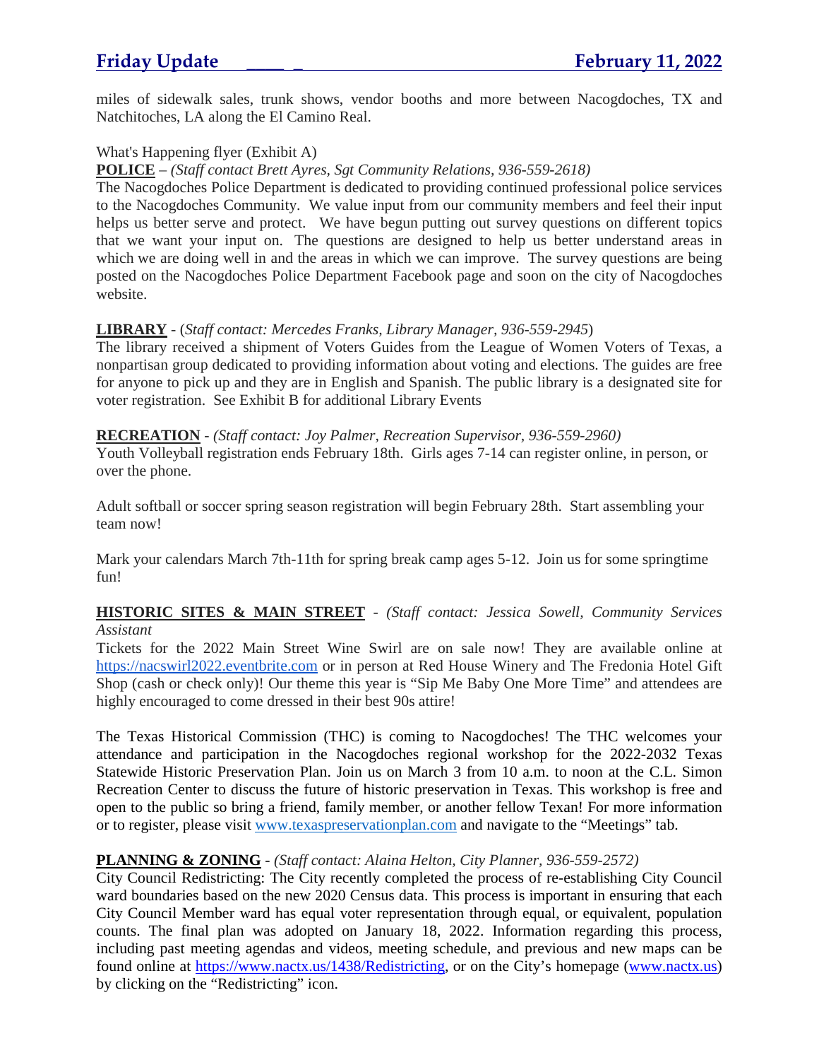miles of sidewalk sales, trunk shows, vendor booths and more between Nacogdoches, TX and Natchitoches, LA along the El Camino Real.

What's Happening flyer (Exhibit A)

**POLICE** – *(Staff contact Brett Ayres, Sgt Community Relations, 936-559-2618)*

The Nacogdoches Police Department is dedicated to providing continued professional police services to the Nacogdoches Community. We value input from our community members and feel their input helps us better serve and protect. We have begun putting out survey questions on different topics that we want your input on. The questions are designed to help us better understand areas in which we are doing well in and the areas in which we can improve. The survey questions are being posted on the Nacogdoches Police Department Facebook page and soon on the city of Nacogdoches website.

**LIBRARY** - (*Staff contact: Mercedes Franks, Library Manager, 936-559-2945*)

The library received a shipment of Voters Guides from the League of Women Voters of Texas, a nonpartisan group dedicated to providing information about voting and elections. The guides are free for anyone to pick up and they are in English and Spanish. The public library is a designated site for voter registration. See Exhibit B for additional Library Events

**RECREATION** - *(Staff contact: Joy Palmer, Recreation Supervisor, 936-559-2960)*

Youth Volleyball registration ends February 18th. Girls ages 7-14 can register online, in person, or over the phone.

Adult softball or soccer spring season registration will begin February 28th. Start assembling your team now!

Mark your calendars March 7th-11th for spring break camp ages 5-12. Join us for some springtime fun!

**HISTORIC SITES & MAIN STREET** - *(Staff contact: Jessica Sowell, Community Services Assistant*

Tickets for the 2022 Main Street Wine Swirl are on sale now! They are available online at https://nacswirl2022.eventbrite.com or in person at Red House Winery and The Fredonia Hotel Gift Shop (cash or check only)! Our theme this year is "Sip Me Baby One More Time" and attendees are highly encouraged to come dressed in their best 90s attire!

The Texas Historical Commission (THC) is coming to Nacogdoches! The THC welcomes your attendance and participation in the Nacogdoches regional workshop for the 2022-2032 Texas Statewide Historic Preservation Plan. Join us on March 3 from 10 a.m. to noon at the C.L. Simon Recreation Center to discuss the future of historic preservation in Texas. This workshop is free and open to the public so bring a friend, family member, or another fellow Texan! For more information or to register, please visit www.texaspreservationplan.com and navigate to the "Meetings" tab.

**PLANNING & ZONING** - *(Staff contact: Alaina Helton, City Planner, 936-559-2572)*

City Council Redistricting: The City recently completed the process of re-establishing City Council ward boundaries based on the new 2020 Census data. This process is important in ensuring that each City Council Member ward has equal voter representation through equal, or equivalent, population counts. The final plan was adopted on January 18, 2022. Information regarding this process, including past meeting agendas and videos, meeting schedule, and previous and new maps can be found online at https://www.nactx.us/1438/Redistricting, or on the City's homepage (www.nactx.us) by clicking on the "Redistricting" icon.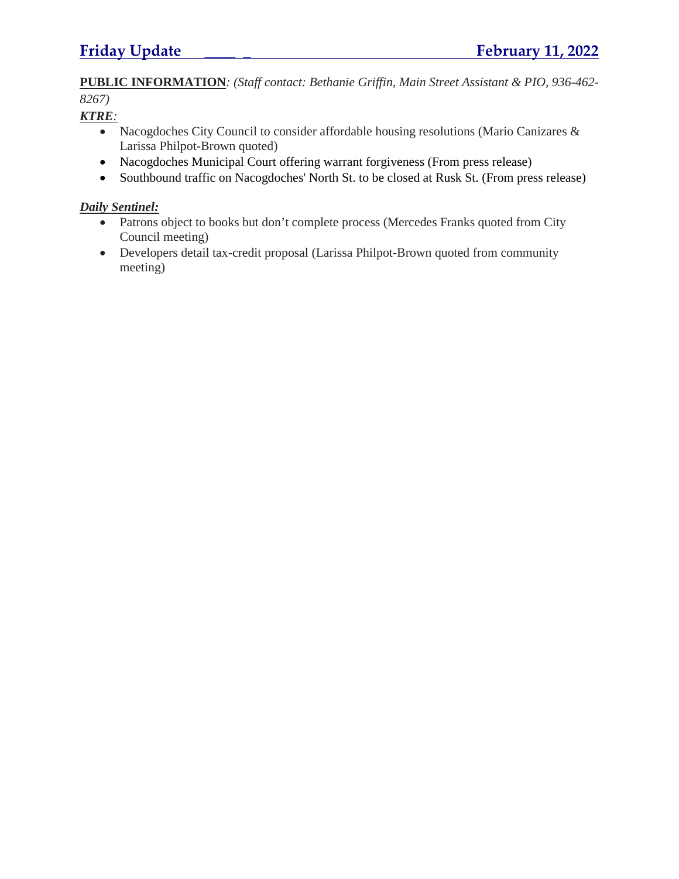**PUBLIC INFORMATION**: *(Staff contact: Bethanie Griffin, Main Street Assistant & PIO, 936-462-8267)*

***KTRE**:*

- Nacogdoches City Council to consider affordable housing resolutions (Mario Canizares & Larissa Philpot-Brown quoted)
- Nacogdoches Municipal Court offering warrant forgiveness (From press release)
- Southbound traffic on Nacogdoches' North St. to be closed at Rusk St. (From press release)

***Daily Sentinel:***

- Patrons object to books but don't complete process (Mercedes Franks quoted from City Council meeting)
- Developers detail tax-credit proposal (Larissa Philpot-Brown quoted from community meeting)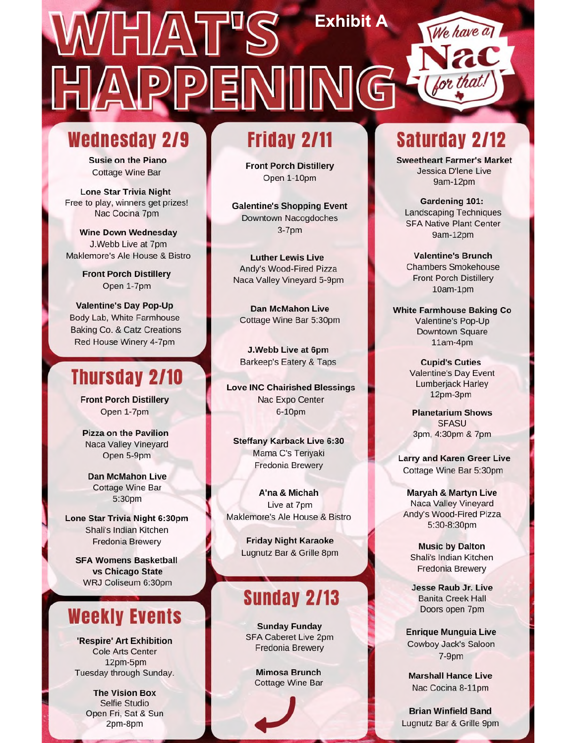# WHAT'S HAPPENING

**Exhibit A**

We have a Nac for that!

## Wednesday 2/9

**Susie on the Piano**
Cottage Wine Bar

**Lone Star Trivia Night**
Free to play, winners get prizes!
Nac Cocina 7pm

**Wine Down Wednesday**
J.Webb Live at 7pm
Maklemore's Ale House & Bistro

**Front Porch Distillery**
Open 1-7pm

**Valentine's Day Pop-Up**
Body Lab, White Farmhouse Baking Co. & Catz Creations
Red House Winery 4-7pm

## Thursday 2/10

**Front Porch Distillery**
Open 1-7pm

**Pizza on the Pavilion**
Naca Valley Vineyard
Open 5-9pm

**Dan McMahon Live**
Cottage Wine Bar
5:30pm

**Lone Star Trivia Night 6:30pm**
Shali's Indian Kitchen
Fredonia Brewery

**SFA Womens Basketball vs Chicago State**
WRJ Coliseum 6:30pm

## Weekly Events

**'Respire' Art Exhibition**
Cole Arts Center
12pm-5pm
Tuesday through Sunday.

**The Vision Box**
Selfie Studio
Open Fri, Sat & Sun
2pm-8pm

## Friday 2/11

**Front Porch Distillery**
Open 1-10pm

**Galentine's Shopping Event**
Downtown Nacogdoches
3-7pm

**Luther Lewis Live**
Andy's Wood-Fired Pizza
Naca Valley Vineyard 5-9pm

**Dan McMahon Live**
Cottage Wine Bar 5:30pm

**J.Webb Live at 6pm**
Barkeep's Eatery & Taps

**Love INC Chairished Blessings**
Nac Expo Center
6-10pm

**Steffany Karback Live 6:30**
Mama C's Teriyaki
Fredonia Brewery

**A'na & Michah**
Live at 7pm
Maklemore's Ale House & Bistro

**Friday Night Karaoke**
Lugnutz Bar & Grille 8pm

## Sunday 2/13

**Sunday Funday**
SFA Caberet Live 2pm
Fredonia Brewery

**Mimosa Brunch**
Cottage Wine Bar

## Saturday 2/12

**Sweetheart Farmer's Market**
Jessica D'lene Live
9am-12pm

**Gardening 101:**
Landscaping Techniques
SFA Native Plant Center
9am-12pm

**Valentine's Brunch**
Chambers Smokehouse
Front Porch Distillery
10am-1pm

**White Farmhouse Baking Co**
Valentine's Pop-Up
Downtown Square
11am-4pm

**Cupid's Cuties**
Valentine's Day Event
Lumberjack Harley
12pm-3pm

**Planetarium Shows**
SFASU
3pm, 4:30pm & 7pm

**Larry and Karen Greer Live**
Cottage Wine Bar 5:30pm

**Maryah & Martyn Live**
Naca Valley Vineyard
Andy's Wood-Fired Pizza
5:30-8:30pm

**Music by Dalton**
Shali's Indian Kitchen
Fredonia Brewery

**Jesse Raub Jr. Live**
Banita Creek Hall
Doors open 7pm

**Enrique Munguia Live**
Cowboy Jack's Saloon
7-9pm

**Marshall Hance Live**
Nac Cocina 8-11pm

**Brian Winfield Band**
Lugnutz Bar & Grille 9pm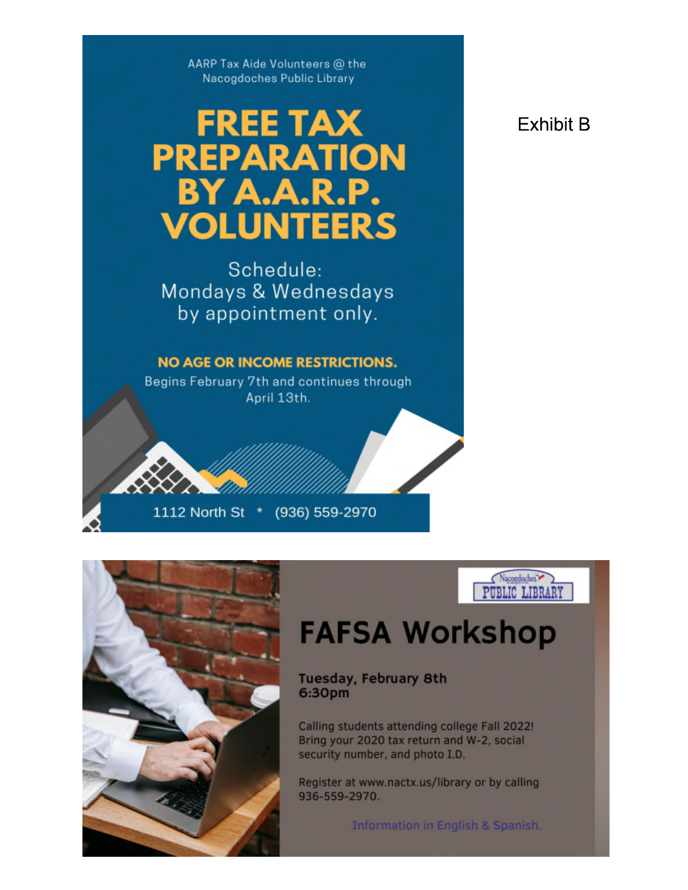Exhibit B

AARP Tax Aide Volunteers @ the Nacogdoches Public Library

# FREE TAX PREPARATION BY A.A.R.P. VOLUNTEERS

Schedule:
Mondays & Wednesdays
by appointment only.

**NO AGE OR INCOME RESTRICTIONS.**

Begins February 7th and continues through April 13th.

1112 North St * (936) 559-2970

Nacogdoches PUBLIC LIBRARY

# FAFSA Workshop

**Tuesday, February 8th**
**6:30pm**

Calling students attending college Fall 2022! Bring your 2020 tax return and W-2, social security number, and photo I.D.

Register at www.nactx.us/library or by calling 936-559-2970.

Information in English & Spanish.